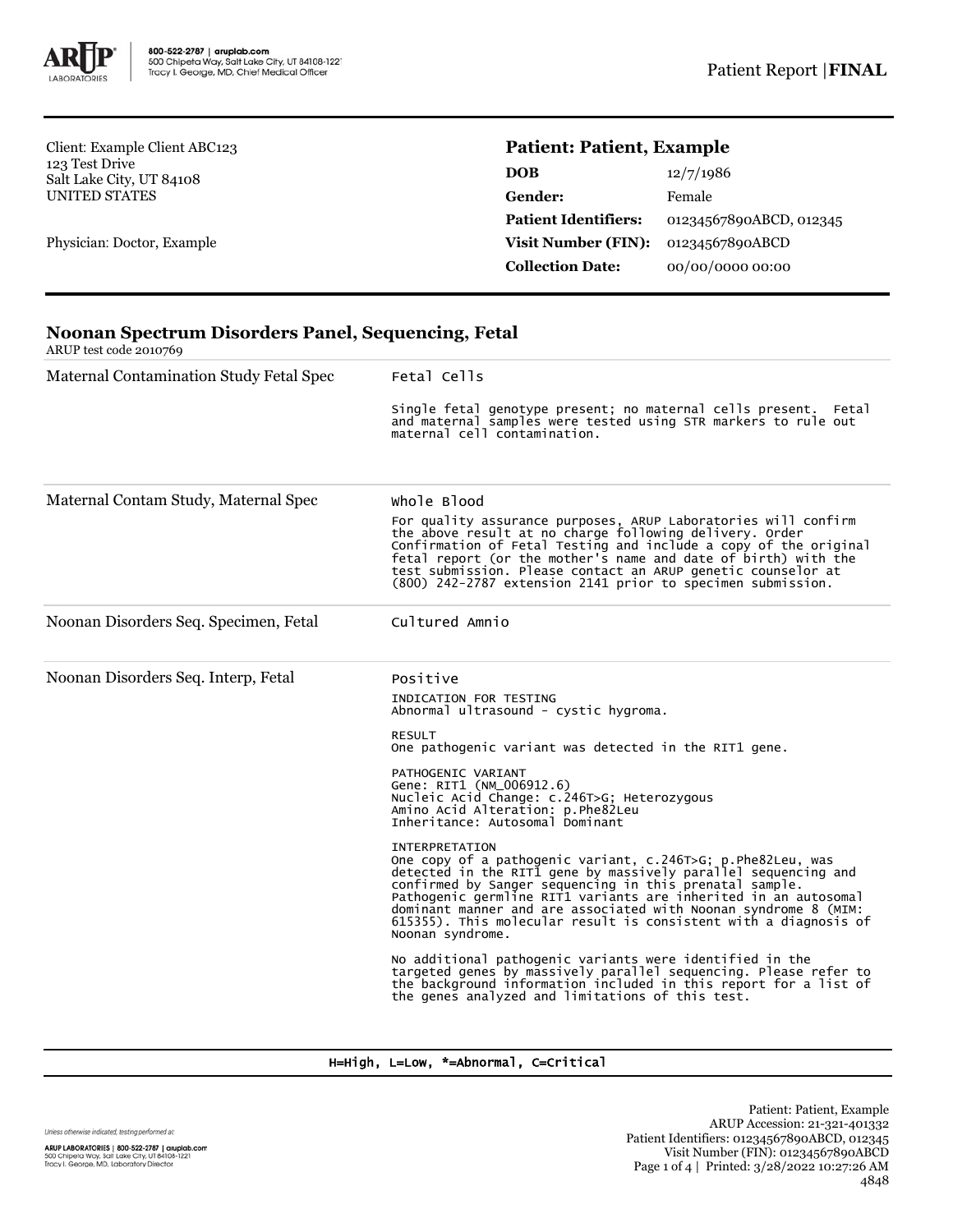Client: Example Client ABC123
123 Test Drive
Salt Lake City, UT 84108
UNITED STATES

Physician: Doctor, Example

**Patient: Patient, Example**

| | |
|---|---|
| **DOB** | 12/7/1986 |
| **Gender:** | Female |
| **Patient Identifiers:** | 01234567890ABCD, 012345 |
| **Visit Number (FIN):** | 01234567890ABCD |
| **Collection Date:** | 00/00/0000 00:00 |

## Noonan Spectrum Disorders Panel, Sequencing, Fetal

ARUP test code 2010769

**Maternal Contamination Study Fetal Spec**

Fetal Cells

Single fetal genotype present; no maternal cells present. Fetal and maternal samples were tested using STR markers to rule out maternal cell contamination.

**Maternal Contam Study, Maternal Spec**

Whole Blood

For quality assurance purposes, ARUP Laboratories will confirm the above result at no charge following delivery. Order Confirmation of Fetal Testing and include a copy of the original fetal report (or the mother's name and date of birth) with the test submission. Please contact an ARUP genetic counselor at (800) 242-2787 extension 2141 prior to specimen submission.

**Noonan Disorders Seq. Specimen, Fetal**

Cultured Amnio

**Noonan Disorders Seq. Interp, Fetal**

Positive

INDICATION FOR TESTING
Abnormal ultrasound - cystic hygroma.

RESULT
One pathogenic variant was detected in the RIT1 gene.

PATHOGENIC VARIANT
Gene: RIT1 (NM_006912.6)
Nucleic Acid Change: c.246T>G; Heterozygous
Amino Acid Alteration: p.Phe82Leu
Inheritance: Autosomal Dominant

INTERPRETATION
One copy of a pathogenic variant, c.246T>G; p.Phe82Leu, was detected in the RIT1 gene by massively parallel sequencing and confirmed by Sanger sequencing in this prenatal sample. Pathogenic germline RIT1 variants are inherited in an autosomal dominant manner and are associated with Noonan syndrome 8 (MIM: 615355). This molecular result is consistent with a diagnosis of Noonan syndrome.

No additional pathogenic variants were identified in the targeted genes by massively parallel sequencing. Please refer to the background information included in this report for a list of the genes analyzed and limitations of this test.

H=High, L=Low, *=Abnormal, C=Critical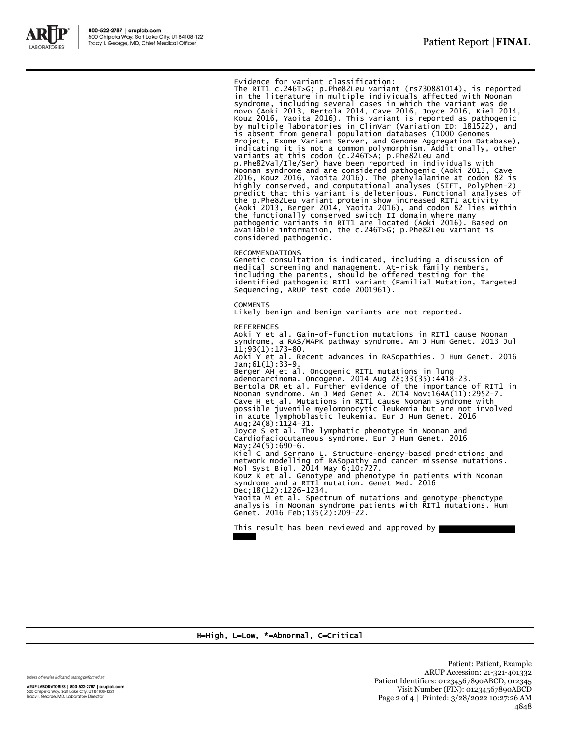Evidence for variant classification:
The RIT1 c.246T>G; p.Phe82Leu variant (rs730881014), is reported in the literature in multiple individuals affected with Noonan syndrome, including several cases in which the variant was de novo (Aoki 2013, Bertola 2014, Cave 2016, Joyce 2016, Kiel 2014, Kouz 2016, Yaoita 2016). This variant is reported as pathogenic by multiple laboratories in ClinVar (Variation ID: 181522), and is absent from general population databases (1000 Genomes Project, Exome Variant Server, and Genome Aggregation Database), indicating it is not a common polymorphism. Additionally, other variants at this codon (c.246T>A; p.Phe82Leu and p.Phe82Val/Ile/Ser) have been reported in individuals with Noonan syndrome and are considered pathogenic (Aoki 2013, Cave 2016, Kouz 2016, Yaoita 2016). The phenylalanine at codon 82 is highly conserved, and computational analyses (SIFT, PolyPhen-2) predict that this variant is deleterious. Functional analyses of the p.Phe82Leu variant protein show increased RIT1 activity (Aoki 2013, Berger 2014, Yaoita 2016), and codon 82 lies within the functionally conserved switch II domain where many pathogenic variants in RIT1 are located (Aoki 2016). Based on available information, the c.246T>G; p.Phe82Leu variant is considered pathogenic.

RECOMMENDATIONS
Genetic consultation is indicated, including a discussion of medical screening and management. At-risk family members, including the parents, should be offered testing for the identified pathogenic RIT1 variant (Familial Mutation, Targeted Sequencing, ARUP test code 2001961).

COMMENTS
Likely benign and benign variants are not reported.

REFERENCES
Aoki Y et al. Gain-of-function mutations in RIT1 cause Noonan syndrome, a RAS/MAPK pathway syndrome. Am J Hum Genet. 2013 Jul 11;93(1):173-80.
Aoki Y et al. Recent advances in RASopathies. J Hum Genet. 2016 Jan;61(1):33-9.
Berger AH et al. Oncogenic RIT1 mutations in lung adenocarcinoma. Oncogene. 2014 Aug 28;33(35):4418-23.
Bertola DR et al. Further evidence of the importance of RIT1 in Noonan syndrome. Am J Med Genet A. 2014 Nov;164A(11):2952-7.
Cave H et al. Mutations in RIT1 cause Noonan syndrome with possible juvenile myelomonocytic leukemia but are not involved in acute lymphoblastic leukemia. Eur J Hum Genet. 2016 Aug;24(8):1124-31.
Joyce S et al. The lymphatic phenotype in Noonan and Cardiofaciocutaneous syndrome. Eur J Hum Genet. 2016 May;24(5):690-6.
Kiel C and Serrano L. Structure-energy-based predictions and network modelling of RASopathy and cancer missense mutations. Mol Syst Biol. 2014 May 6;10:727.
Kouz K et al. Genotype and phenotype in patients with Noonan syndrome and a RIT1 mutation. Genet Med. 2016 Dec;18(12):1226-1234.
Yaoita M et al. Spectrum of mutations and genotype-phenotype analysis in Noonan syndrome patients with RIT1 mutations. Hum Genet. 2016 Feb;135(2):209-22.

This result has been reviewed and approved by

H=High, L=Low, *=Abnormal, C=Critical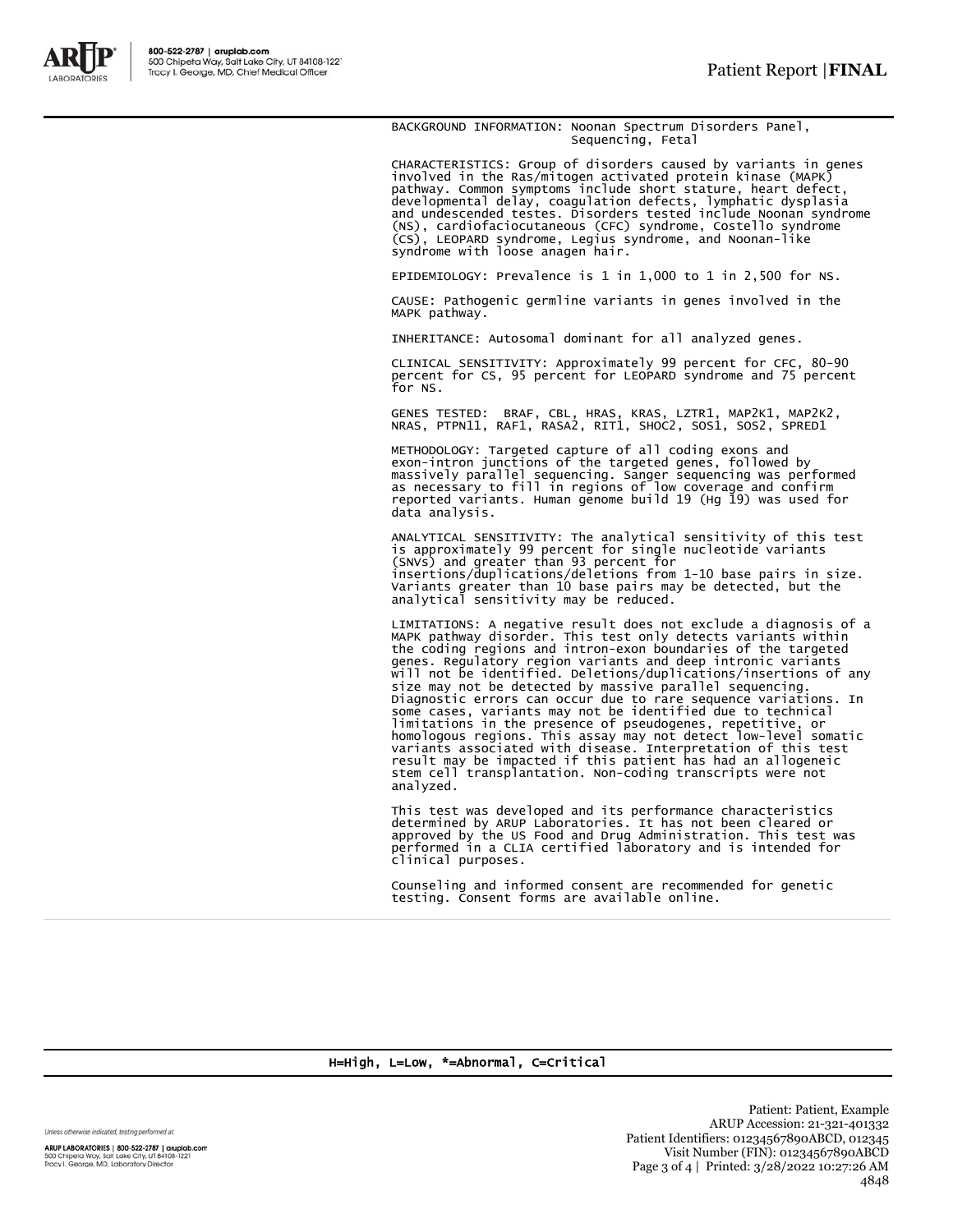BACKGROUND INFORMATION: Noonan Spectrum Disorders Panel, Sequencing, Fetal

CHARACTERISTICS: Group of disorders caused by variants in genes involved in the Ras/mitogen activated protein kinase (MAPK) pathway. Common symptoms include short stature, heart defect, developmental delay, coagulation defects, lymphatic dysplasia and undescended testes. Disorders tested include Noonan syndrome (NS), cardiofaciocutaneous (CFC) syndrome, Costello syndrome (CS), LEOPARD syndrome, Legius syndrome, and Noonan-like syndrome with loose anagen hair.

EPIDEMIOLOGY: Prevalence is 1 in 1,000 to 1 in 2,500 for NS.

CAUSE: Pathogenic germline variants in genes involved in the MAPK pathway.

INHERITANCE: Autosomal dominant for all analyzed genes.

CLINICAL SENSITIVITY: Approximately 99 percent for CFC, 80-90 percent for CS, 95 percent for LEOPARD syndrome and 75 percent for NS.

GENES TESTED: BRAF, CBL, HRAS, KRAS, LZTR1, MAP2K1, MAP2K2, NRAS, PTPN11, RAF1, RASA2, RIT1, SHOC2, SOS1, SOS2, SPRED1

METHODOLOGY: Targeted capture of all coding exons and exon-intron junctions of the targeted genes, followed by massively parallel sequencing. Sanger sequencing was performed as necessary to fill in regions of low coverage and confirm reported variants. Human genome build 19 (Hg 19) was used for data analysis.

ANALYTICAL SENSITIVITY: The analytical sensitivity of this test is approximately 99 percent for single nucleotide variants (SNVs) and greater than 93 percent for insertions/duplications/deletions from 1-10 base pairs in size. Variants greater than 10 base pairs may be detected, but the analytical sensitivity may be reduced.

LIMITATIONS: A negative result does not exclude a diagnosis of a MAPK pathway disorder. This test only detects variants within the coding regions and intron-exon boundaries of the targeted genes. Regulatory region variants and deep intronic variants will not be identified. Deletions/duplications/insertions of any size may not be detected by massive parallel sequencing. Diagnostic errors can occur due to rare sequence variations. In some cases, variants may not be identified due to technical limitations in the presence of pseudogenes, repetitive, or homologous regions. This assay may not detect low-level somatic variants associated with disease. Interpretation of this test result may be impacted if this patient has had an allogeneic stem cell transplantation. Non-coding transcripts were not analyzed.

This test was developed and its performance characteristics determined by ARUP Laboratories. It has not been cleared or approved by the US Food and Drug Administration. This test was performed in a CLIA certified laboratory and is intended for clinical purposes.

Counseling and informed consent are recommended for genetic testing. Consent forms are available online.

H=High, L=Low, *=Abnormal, C=Critical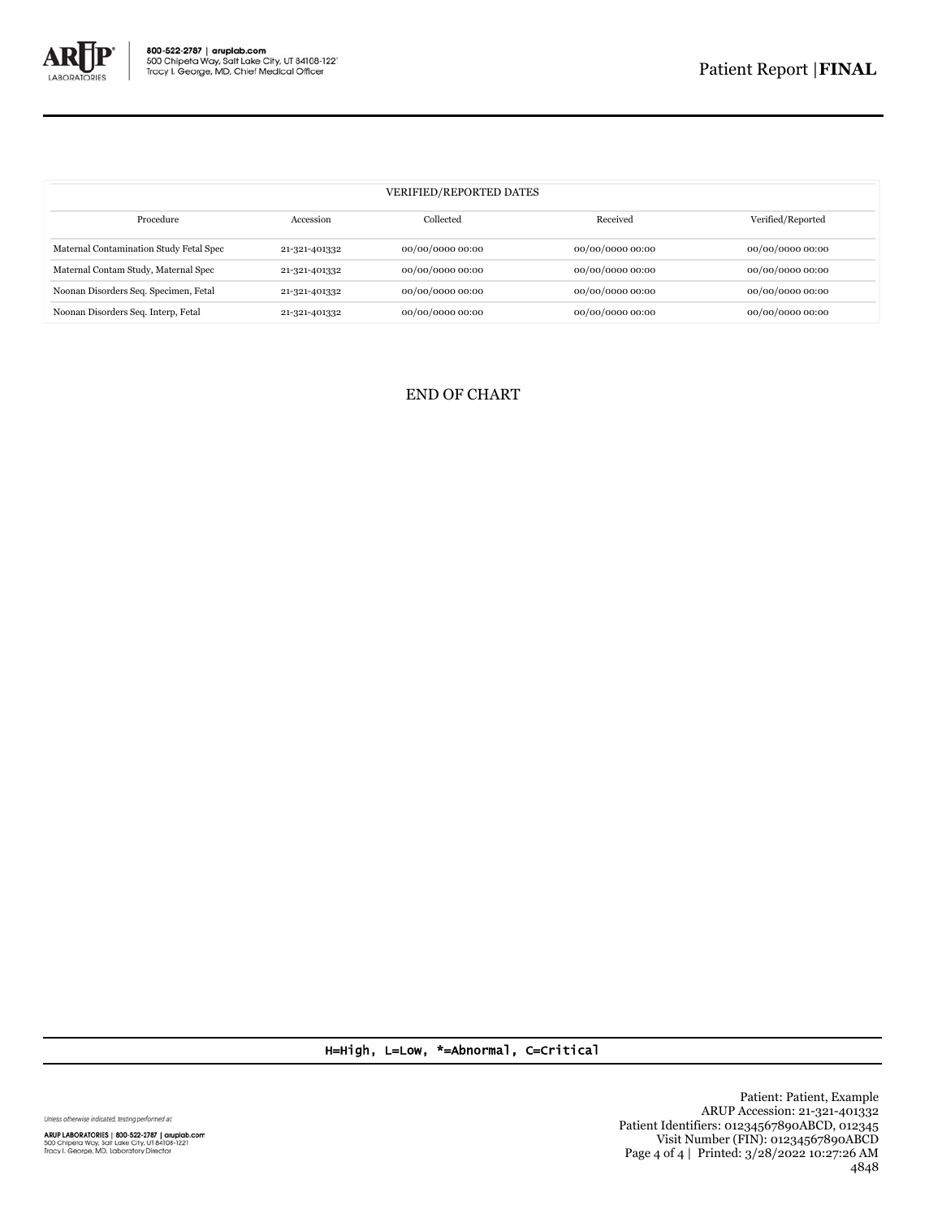| VERIFIED/REPORTED DATES | | | | |
|---|---|---|---|---|
| Procedure | Accession | Collected | Received | Verified/Reported |
| Maternal Contamination Study Fetal Spec | 21-321-401332 | 00/00/0000 00:00 | 00/00/0000 00:00 | 00/00/0000 00:00 |
| Maternal Contam Study, Maternal Spec | 21-321-401332 | 00/00/0000 00:00 | 00/00/0000 00:00 | 00/00/0000 00:00 |
| Noonan Disorders Seq. Specimen, Fetal | 21-321-401332 | 00/00/0000 00:00 | 00/00/0000 00:00 | 00/00/0000 00:00 |
| Noonan Disorders Seq. Interp, Fetal | 21-321-401332 | 00/00/0000 00:00 | 00/00/0000 00:00 | 00/00/0000 00:00 |

END OF CHART